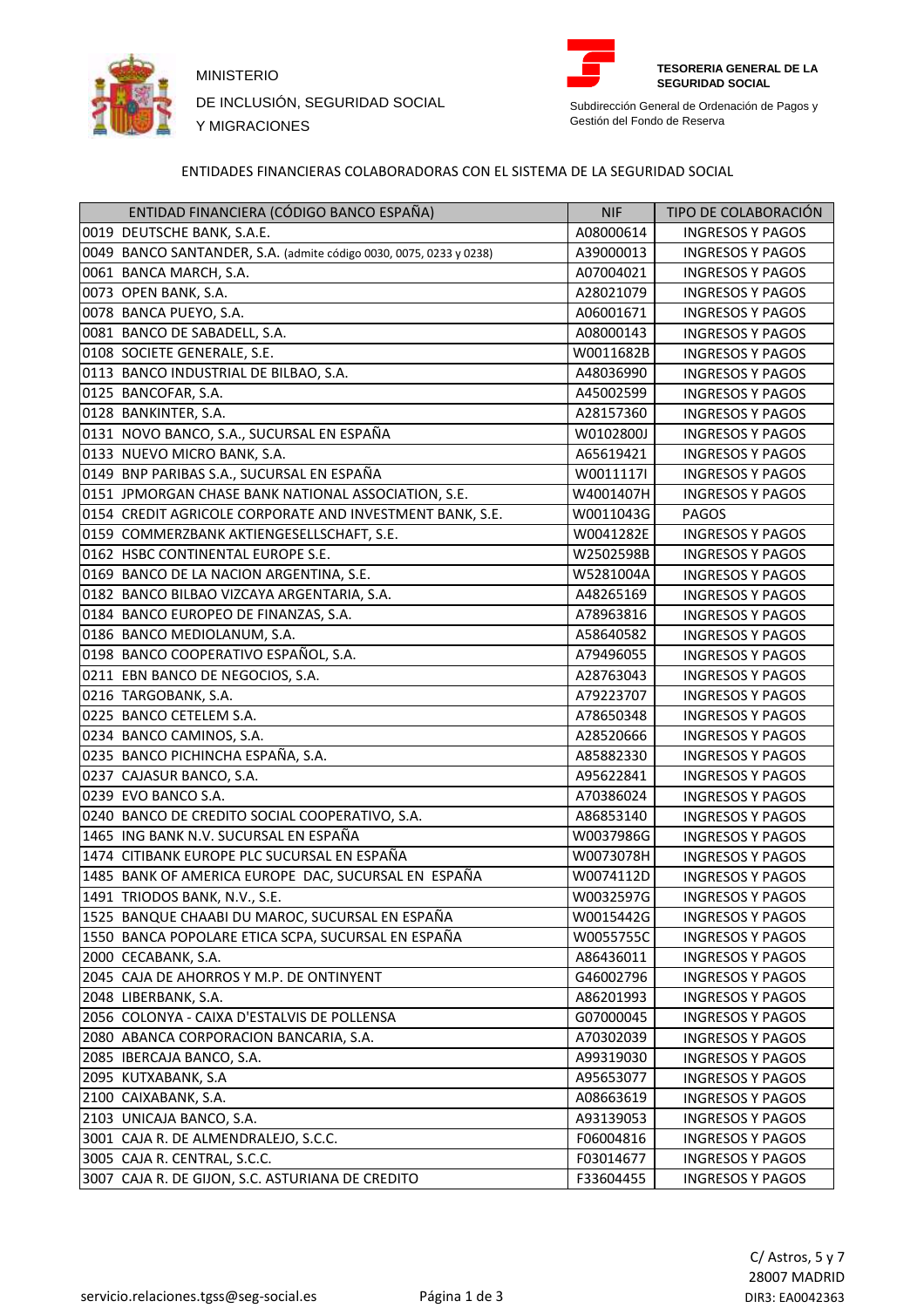MINISTERIO

DE INCLUSIÓN, SEGURIDAD SOCIAL

Y MIGRACIONES

**TESORERIA GENERAL DE LA SEGURIDAD SOCIAL**

Subdirección General de Ordenación de Pagos y Gestión del Fondo de Reserva

## ENTIDADES FINANCIERAS COLABORADORAS CON EL SISTEMA DE LA SEGURIDAD SOCIAL

| ENTIDAD FINANCIERA (CÓDIGO BANCO ESPAÑA) | NIF | TIPO DE COLABORACIÓN |
|---|---|---|
| 0019 DEUTSCHE BANK, S.A.E. | A08000614 | INGRESOS Y PAGOS |
| 0049 BANCO SANTANDER, S.A. (admite código 0030, 0075, 0233 y 0238) | A39000013 | INGRESOS Y PAGOS |
| 0061 BANCA MARCH, S.A. | A07004021 | INGRESOS Y PAGOS |
| 0073 OPEN BANK, S.A. | A28021079 | INGRESOS Y PAGOS |
| 0078 BANCA PUEYO, S.A. | A06001671 | INGRESOS Y PAGOS |
| 0081 BANCO DE SABADELL, S.A. | A08000143 | INGRESOS Y PAGOS |
| 0108 SOCIETE GENERALE, S.E. | W0011682B | INGRESOS Y PAGOS |
| 0113 BANCO INDUSTRIAL DE BILBAO, S.A. | A48036990 | INGRESOS Y PAGOS |
| 0125 BANCOFAR, S.A. | A45002599 | INGRESOS Y PAGOS |
| 0128 BANKINTER, S.A. | A28157360 | INGRESOS Y PAGOS |
| 0131 NOVO BANCO, S.A., SUCURSAL EN ESPAÑA | W0102800J | INGRESOS Y PAGOS |
| 0133 NUEVO MICRO BANK, S.A. | A65619421 | INGRESOS Y PAGOS |
| 0149 BNP PARIBAS S.A., SUCURSAL EN ESPAÑA | W0011117I | INGRESOS Y PAGOS |
| 0151 JPMORGAN CHASE BANK NATIONAL ASSOCIATION, S.E. | W4001407H | INGRESOS Y PAGOS |
| 0154 CREDIT AGRICOLE CORPORATE AND INVESTMENT BANK, S.E. | W0011043G | PAGOS |
| 0159 COMMERZBANK AKTIENGESELLSCHAFT, S.E. | W0041282E | INGRESOS Y PAGOS |
| 0162 HSBC CONTINENTAL EUROPE S.E. | W2502598B | INGRESOS Y PAGOS |
| 0169 BANCO DE LA NACION ARGENTINA, S.E. | W5281004A | INGRESOS Y PAGOS |
| 0182 BANCO BILBAO VIZCAYA ARGENTARIA, S.A. | A48265169 | INGRESOS Y PAGOS |
| 0184 BANCO EUROPEO DE FINANZAS, S.A. | A78963816 | INGRESOS Y PAGOS |
| 0186 BANCO MEDIOLANUM, S.A. | A58640582 | INGRESOS Y PAGOS |
| 0198 BANCO COOPERATIVO ESPAÑOL, S.A. | A79496055 | INGRESOS Y PAGOS |
| 0211 EBN BANCO DE NEGOCIOS, S.A. | A28763043 | INGRESOS Y PAGOS |
| 0216 TARGOBANK, S.A. | A79223707 | INGRESOS Y PAGOS |
| 0225 BANCO CETELEM S.A. | A78650348 | INGRESOS Y PAGOS |
| 0234 BANCO CAMINOS, S.A. | A28520666 | INGRESOS Y PAGOS |
| 0235 BANCO PICHINCHA ESPAÑA, S.A. | A85882330 | INGRESOS Y PAGOS |
| 0237 CAJASUR BANCO, S.A. | A95622841 | INGRESOS Y PAGOS |
| 0239 EVO BANCO S.A. | A70386024 | INGRESOS Y PAGOS |
| 0240 BANCO DE CREDITO SOCIAL COOPERATIVO, S.A. | A86853140 | INGRESOS Y PAGOS |
| 1465 ING BANK N.V. SUCURSAL EN ESPAÑA | W0037986G | INGRESOS Y PAGOS |
| 1474 CITIBANK EUROPE PLC SUCURSAL EN ESPAÑA | W0073078H | INGRESOS Y PAGOS |
| 1485 BANK OF AMERICA EUROPE DAC, SUCURSAL EN ESPAÑA | W0074112D | INGRESOS Y PAGOS |
| 1491 TRIODOS BANK, N.V., S.E. | W0032597G | INGRESOS Y PAGOS |
| 1525 BANQUE CHAABI DU MAROC, SUCURSAL EN ESPAÑA | W0015442G | INGRESOS Y PAGOS |
| 1550 BANCA POPOLARE ETICA SCPA, SUCURSAL EN ESPAÑA | W0055755C | INGRESOS Y PAGOS |
| 2000 CECABANK, S.A. | A86436011 | INGRESOS Y PAGOS |
| 2045 CAJA DE AHORROS Y M.P. DE ONTINYENT | G46002796 | INGRESOS Y PAGOS |
| 2048 LIBERBANK, S.A. | A86201993 | INGRESOS Y PAGOS |
| 2056 COLONYA - CAIXA D'ESTALVIS DE POLLENSA | G07000045 | INGRESOS Y PAGOS |
| 2080 ABANCA CORPORACION BANCARIA, S.A. | A70302039 | INGRESOS Y PAGOS |
| 2085 IBERCAJA BANCO, S.A. | A99319030 | INGRESOS Y PAGOS |
| 2095 KUTXABANK, S.A | A95653077 | INGRESOS Y PAGOS |
| 2100 CAIXABANK, S.A. | A08663619 | INGRESOS Y PAGOS |
| 2103 UNICAJA BANCO, S.A. | A93139053 | INGRESOS Y PAGOS |
| 3001 CAJA R. DE ALMENDRALEJO, S.C.C. | F06004816 | INGRESOS Y PAGOS |
| 3005 CAJA R. CENTRAL, S.C.C. | F03014677 | INGRESOS Y PAGOS |
| 3007 CAJA R. DE GIJON, S.C. ASTURIANA DE CREDITO | F33604455 | INGRESOS Y PAGOS |

servicio.relaciones.tgss@seg-social.es

C/ Astros, 5 y 7
28007 MADRID
DIR3: EA0042363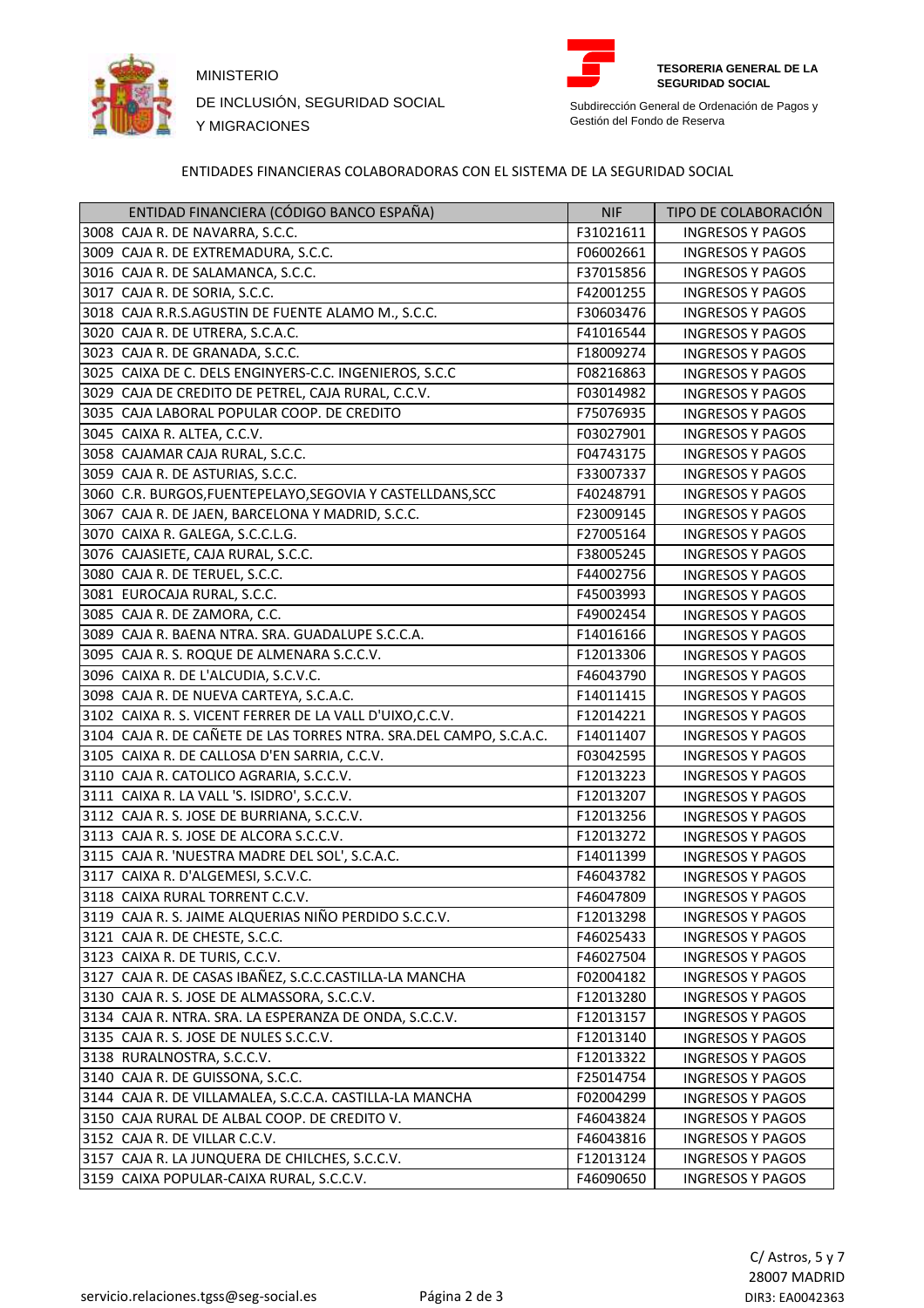MINISTERIO

DE INCLUSIÓN, SEGURIDAD SOCIAL

Y MIGRACIONES

**TESORERIA GENERAL DE LA SEGURIDAD SOCIAL**

Subdirección General de Ordenación de Pagos y Gestión del Fondo de Reserva

ENTIDADES FINANCIERAS COLABORADORAS CON EL SISTEMA DE LA SEGURIDAD SOCIAL

| ENTIDAD FINANCIERA (CÓDIGO BANCO ESPAÑA) | NIF | TIPO DE COLABORACIÓN |
|---|---|---|
| 3008 CAJA R. DE NAVARRA, S.C.C. | F31021611 | INGRESOS Y PAGOS |
| 3009 CAJA R. DE EXTREMADURA, S.C.C. | F06002661 | INGRESOS Y PAGOS |
| 3016 CAJA R. DE SALAMANCA, S.C.C. | F37015856 | INGRESOS Y PAGOS |
| 3017 CAJA R. DE SORIA, S.C.C. | F42001255 | INGRESOS Y PAGOS |
| 3018 CAJA R.R.S.AGUSTIN DE FUENTE ALAMO M., S.C.C. | F30603476 | INGRESOS Y PAGOS |
| 3020 CAJA R. DE UTRERA, S.C.A.C. | F41016544 | INGRESOS Y PAGOS |
| 3023 CAJA R. DE GRANADA, S.C.C. | F18009274 | INGRESOS Y PAGOS |
| 3025 CAIXA DE C. DELS ENGINYERS-C.C. INGENIEROS, S.C.C | F08216863 | INGRESOS Y PAGOS |
| 3029 CAJA DE CREDITO DE PETREL, CAJA RURAL, C.C.V. | F03014982 | INGRESOS Y PAGOS |
| 3035 CAJA LABORAL POPULAR COOP. DE CREDITO | F75076935 | INGRESOS Y PAGOS |
| 3045 CAIXA R. ALTEA, C.C.V. | F03027901 | INGRESOS Y PAGOS |
| 3058 CAJAMAR CAJA RURAL, S.C.C. | F04743175 | INGRESOS Y PAGOS |
| 3059 CAJA R. DE ASTURIAS, S.C.C. | F33007337 | INGRESOS Y PAGOS |
| 3060 C.R. BURGOS,FUENTEPELAYO,SEGOVIA Y CASTELLDANS,SCC | F40248791 | INGRESOS Y PAGOS |
| 3067 CAJA R. DE JAEN, BARCELONA Y MADRID, S.C.C. | F23009145 | INGRESOS Y PAGOS |
| 3070 CAIXA R. GALEGA, S.C.C.L.G. | F27005164 | INGRESOS Y PAGOS |
| 3076 CAJASIETE, CAJA RURAL, S.C.C. | F38005245 | INGRESOS Y PAGOS |
| 3080 CAJA R. DE TERUEL, S.C.C. | F44002756 | INGRESOS Y PAGOS |
| 3081 EUROCAJA RURAL, S.C.C. | F45003993 | INGRESOS Y PAGOS |
| 3085 CAJA R. DE ZAMORA, C.C. | F49002454 | INGRESOS Y PAGOS |
| 3089 CAJA R. BAENA NTRA. SRA. GUADALUPE S.C.C.A. | F14016166 | INGRESOS Y PAGOS |
| 3095 CAJA R. S. ROQUE DE ALMENARA S.C.C.V. | F12013306 | INGRESOS Y PAGOS |
| 3096 CAIXA R. DE L'ALCUDIA, S.C.V.C. | F46043790 | INGRESOS Y PAGOS |
| 3098 CAJA R. DE NUEVA CARTEYA, S.C.A.C. | F14011415 | INGRESOS Y PAGOS |
| 3102 CAIXA R. S. VICENT FERRER DE LA VALL D'UIXO,C.C.V. | F12014221 | INGRESOS Y PAGOS |
| 3104 CAJA R. DE CAÑETE DE LAS TORRES NTRA. SRA.DEL CAMPO, S.C.A.C. | F14011407 | INGRESOS Y PAGOS |
| 3105 CAIXA R. DE CALLOSA D'EN SARRIA, C.C.V. | F03042595 | INGRESOS Y PAGOS |
| 3110 CAJA R. CATOLICO AGRARIA, S.C.C.V. | F12013223 | INGRESOS Y PAGOS |
| 3111 CAIXA R. LA VALL 'S. ISIDRO', S.C.C.V. | F12013207 | INGRESOS Y PAGOS |
| 3112 CAJA R. S. JOSE DE BURRIANA, S.C.C.V. | F12013256 | INGRESOS Y PAGOS |
| 3113 CAJA R. S. JOSE DE ALCORA S.C.C.V. | F12013272 | INGRESOS Y PAGOS |
| 3115 CAJA R. 'NUESTRA MADRE DEL SOL', S.C.A.C. | F14011399 | INGRESOS Y PAGOS |
| 3117 CAIXA R. D'ALGEMESI, S.C.V.C. | F46043782 | INGRESOS Y PAGOS |
| 3118 CAIXA RURAL TORRENT C.C.V. | F46047809 | INGRESOS Y PAGOS |
| 3119 CAJA R. S. JAIME ALQUERIAS NIÑO PERDIDO S.C.C.V. | F12013298 | INGRESOS Y PAGOS |
| 3121 CAJA R. DE CHESTE, S.C.C. | F46025433 | INGRESOS Y PAGOS |
| 3123 CAIXA R. DE TURIS, C.C.V. | F46027504 | INGRESOS Y PAGOS |
| 3127 CAJA R. DE CASAS IBAÑEZ, S.C.C.CASTILLA-LA MANCHA | F02004182 | INGRESOS Y PAGOS |
| 3130 CAJA R. S. JOSE DE ALMASSORA, S.C.C.V. | F12013280 | INGRESOS Y PAGOS |
| 3134 CAJA R. NTRA. SRA. LA ESPERANZA DE ONDA, S.C.C.V. | F12013157 | INGRESOS Y PAGOS |
| 3135 CAJA R. S. JOSE DE NULES S.C.C.V. | F12013140 | INGRESOS Y PAGOS |
| 3138 RURALNOSTRA, S.C.C.V. | F12013322 | INGRESOS Y PAGOS |
| 3140 CAJA R. DE GUISSONA, S.C.C. | F25014754 | INGRESOS Y PAGOS |
| 3144 CAJA R. DE VILLAMALEA, S.C.C.A. CASTILLA-LA MANCHA | F02004299 | INGRESOS Y PAGOS |
| 3150 CAJA RURAL DE ALBAL COOP. DE CREDITO V. | F46043824 | INGRESOS Y PAGOS |
| 3152 CAJA R. DE VILLAR C.C.V. | F46043816 | INGRESOS Y PAGOS |
| 3157 CAJA R. LA JUNQUERA DE CHILCHES, S.C.C.V. | F12013124 | INGRESOS Y PAGOS |
| 3159 CAIXA POPULAR-CAIXA RURAL, S.C.C.V. | F46090650 | INGRESOS Y PAGOS |

servicio.relaciones.tgss@seg-social.es

C/ Astros, 5 y 7
28007 MADRID
DIR3: EA0042363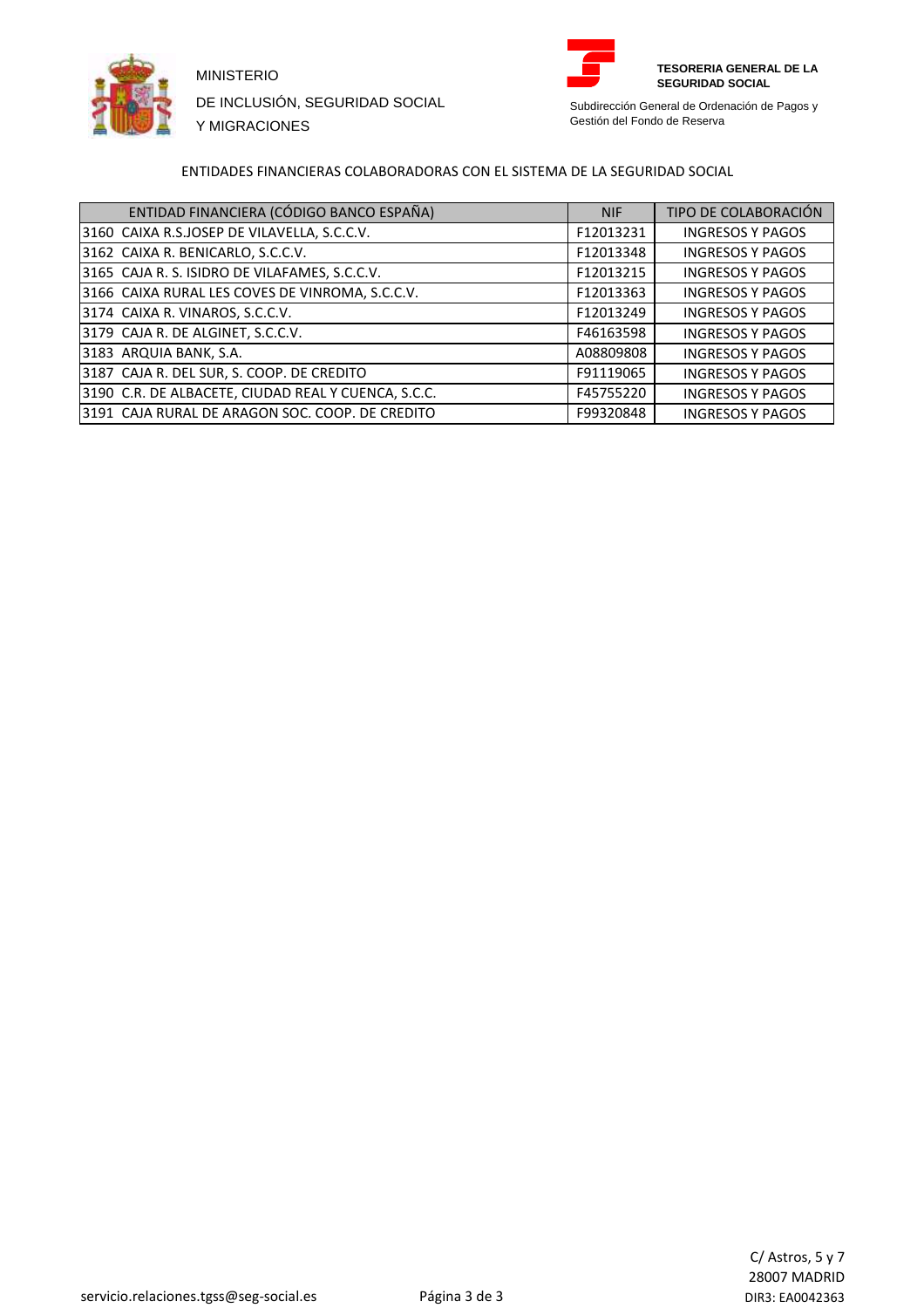MINISTERIO
DE INCLUSIÓN, SEGURIDAD SOCIAL
Y MIGRACIONES

**TESORERIA GENERAL DE LA SEGURIDAD SOCIAL**

Subdirección General de Ordenación de Pagos y Gestión del Fondo de Reserva

ENTIDADES FINANCIERAS COLABORADORAS CON EL SISTEMA DE LA SEGURIDAD SOCIAL

| ENTIDAD FINANCIERA (CÓDIGO BANCO ESPAÑA) | NIF | TIPO DE COLABORACIÓN |
|---|---|---|
| 3160 CAIXA R.S.JOSEP DE VILAVELLA, S.C.C.V. | F12013231 | INGRESOS Y PAGOS |
| 3162 CAIXA R. BENICARLO, S.C.C.V. | F12013348 | INGRESOS Y PAGOS |
| 3165 CAJA R. S. ISIDRO DE VILAFAMES, S.C.C.V. | F12013215 | INGRESOS Y PAGOS |
| 3166 CAIXA RURAL LES COVES DE VINROMA, S.C.C.V. | F12013363 | INGRESOS Y PAGOS |
| 3174 CAIXA R. VINAROS, S.C.C.V. | F12013249 | INGRESOS Y PAGOS |
| 3179 CAJA R. DE ALGINET, S.C.C.V. | F46163598 | INGRESOS Y PAGOS |
| 3183 ARQUIA BANK, S.A. | A08809808 | INGRESOS Y PAGOS |
| 3187 CAJA R. DEL SUR, S. COOP. DE CREDITO | F91119065 | INGRESOS Y PAGOS |
| 3190 C.R. DE ALBACETE, CIUDAD REAL Y CUENCA, S.C.C. | F45755220 | INGRESOS Y PAGOS |
| 3191 CAJA RURAL DE ARAGON SOC. COOP. DE CREDITO | F99320848 | INGRESOS Y PAGOS |

servicio.relaciones.tgss@seg-social.es

C/ Astros, 5 y 7
28007 MADRID
DIR3: EA0042363